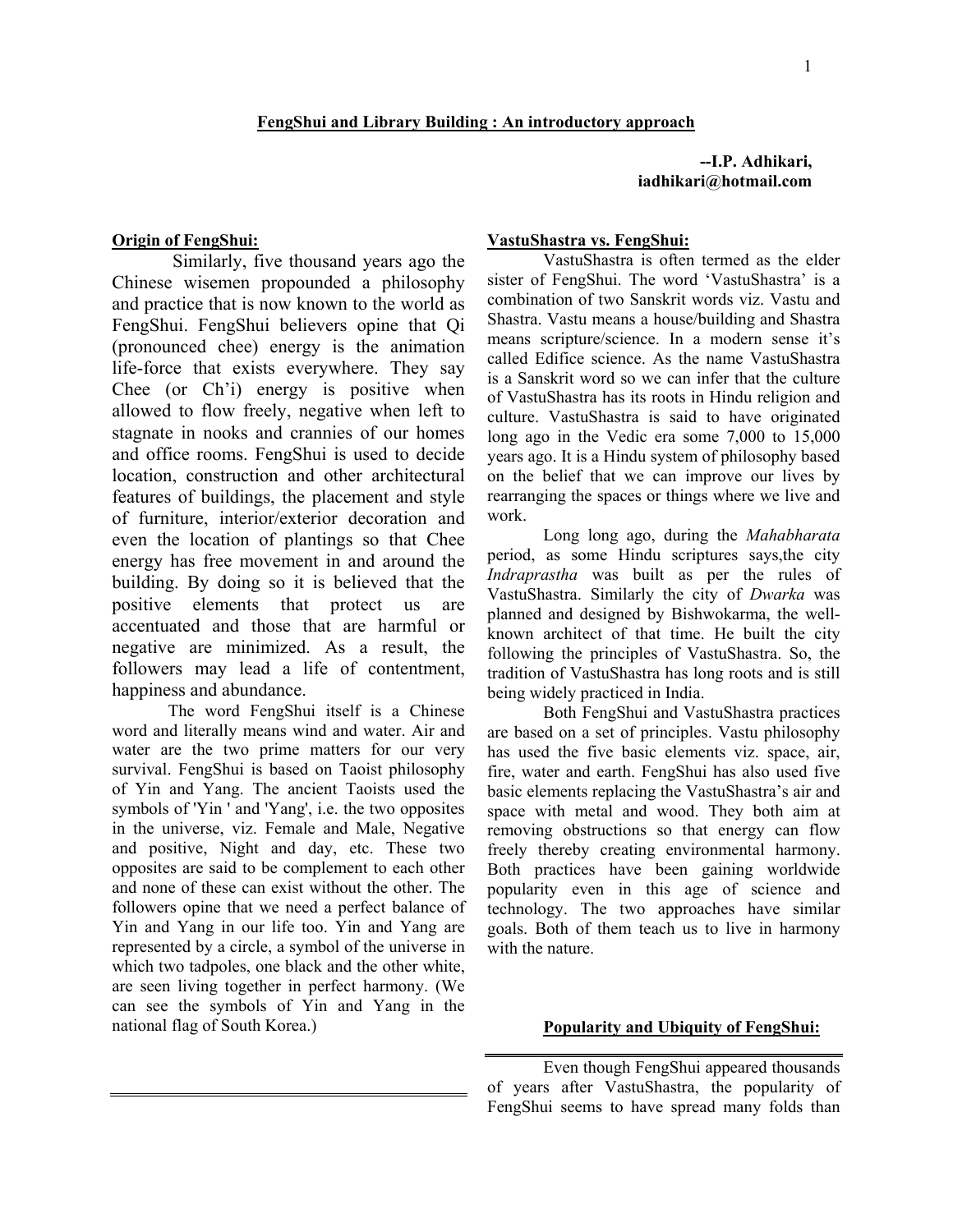# FengShui and Library Building : An introductory approach

**--I.P. Adhikari,**
**iadhikari@hotmail.com**

## Origin of FengShui:

Similarly, five thousand years ago the Chinese wisemen propounded a philosophy and practice that is now known to the world as FengShui. FengShui believers opine that Qi (pronounced chee) energy is the animation life-force that exists everywhere. They say Chee (or Ch'i) energy is positive when allowed to flow freely, negative when left to stagnate in nooks and crannies of our homes and office rooms. FengShui is used to decide location, construction and other architectural features of buildings, the placement and style of furniture, interior/exterior decoration and even the location of plantings so that Chee energy has free movement in and around the building. By doing so it is believed that the positive elements that protect us are accentuated and those that are harmful or negative are minimized. As a result, the followers may lead a life of contentment, happiness and abundance.

The word FengShui itself is a Chinese word and literally means wind and water. Air and water are the two prime matters for our very survival. FengShui is based on Taoist philosophy of Yin and Yang. The ancient Taoists used the symbols of 'Yin ' and 'Yang', i.e. the two opposites in the universe, viz. Female and Male, Negative and positive, Night and day, etc. These two opposites are said to be complement to each other and none of these can exist without the other. The followers opine that we need a perfect balance of Yin and Yang in our life too. Yin and Yang are represented by a circle, a symbol of the universe in which two tadpoles, one black and the other white, are seen living together in perfect harmony. (We can see the symbols of Yin and Yang in the national flag of South Korea.)

## VastuShastra vs. FengShui:

VastuShastra is often termed as the elder sister of FengShui. The word 'VastuShastra' is a combination of two Sanskrit words viz. Vastu and Shastra. Vastu means a house/building and Shastra means scripture/science. In a modern sense it's called Edifice science. As the name VastuShastra is a Sanskrit word so we can infer that the culture of VastuShastra has its roots in Hindu religion and culture. VastuShastra is said to have originated long ago in the Vedic era some 7,000 to 15,000 years ago. It is a Hindu system of philosophy based on the belief that we can improve our lives by rearranging the spaces or things where we live and work.

Long long ago, during the *Mahabharata* period, as some Hindu scriptures says,the city *Indraprastha* was built as per the rules of VastuShastra. Similarly the city of *Dwarka* was planned and designed by Bishwokarma, the well-known architect of that time. He built the city following the principles of VastuShastra. So, the tradition of VastuShastra has long roots and is still being widely practiced in India.

Both FengShui and VastuShastra practices are based on a set of principles. Vastu philosophy has used the five basic elements viz. space, air, fire, water and earth. FengShui has also used five basic elements replacing the VastuShastra's air and space with metal and wood. They both aim at removing obstructions so that energy can flow freely thereby creating environmental harmony. Both practices have been gaining worldwide popularity even in this age of science and technology. The two approaches have similar goals. Both of them teach us to live in harmony with the nature.

## Popularity and Ubiquity of FengShui:

Even though FengShui appeared thousands of years after VastuShastra, the popularity of FengShui seems to have spread many folds than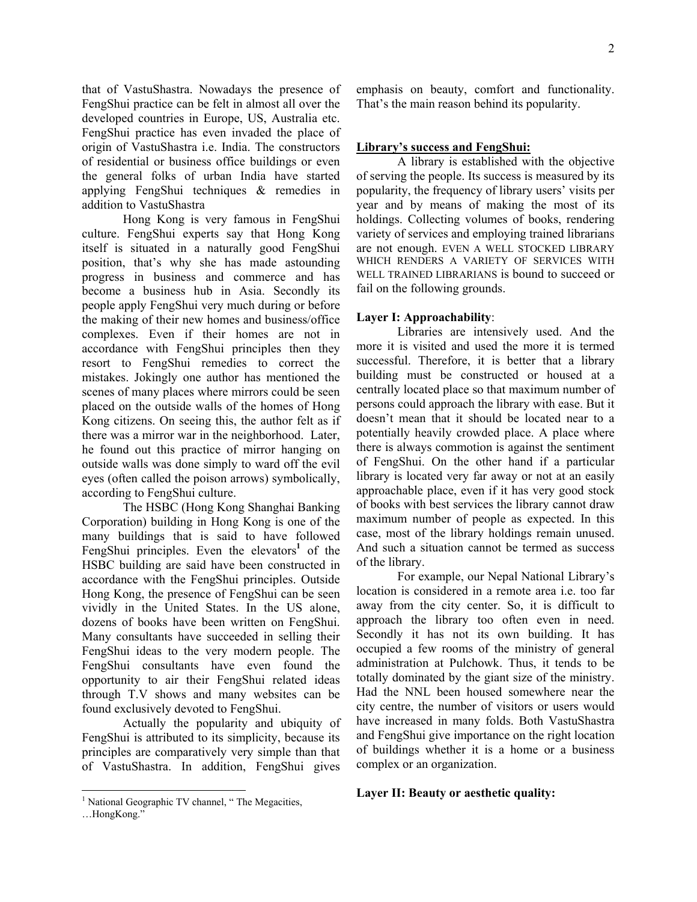that of VastuShastra. Nowadays the presence of FengShui practice can be felt in almost all over the developed countries in Europe, US, Australia etc. FengShui practice has even invaded the place of origin of VastuShastra i.e. India. The constructors of residential or business office buildings or even the general folks of urban India have started applying FengShui techniques & remedies in addition to VastuShastra

Hong Kong is very famous in FengShui culture. FengShui experts say that Hong Kong itself is situated in a naturally good FengShui position, that's why she has made astounding progress in business and commerce and has become a business hub in Asia. Secondly its people apply FengShui very much during or before the making of their new homes and business/office complexes. Even if their homes are not in accordance with FengShui principles then they resort to FengShui remedies to correct the mistakes. Jokingly one author has mentioned the scenes of many places where mirrors could be seen placed on the outside walls of the homes of Hong Kong citizens. On seeing this, the author felt as if there was a mirror war in the neighborhood. Later, he found out this practice of mirror hanging on outside walls was done simply to ward off the evil eyes (often called the poison arrows) symbolically, according to FengShui culture.

The HSBC (Hong Kong Shanghai Banking Corporation) building in Hong Kong is one of the many buildings that is said to have followed FengShui principles. Even the elevators[1] of the HSBC building are said have been constructed in accordance with the FengShui principles. Outside Hong Kong, the presence of FengShui can be seen vividly in the United States. In the US alone, dozens of books have been written on FengShui. Many consultants have succeeded in selling their FengShui ideas to the very modern people. The FengShui consultants have even found the opportunity to air their FengShui related ideas through T.V shows and many websites can be found exclusively devoted to FengShui.

Actually the popularity and ubiquity of FengShui is attributed to its simplicity, because its principles are comparatively very simple than that of VastuShastra. In addition, FengShui gives emphasis on beauty, comfort and functionality. That's the main reason behind its popularity.

**Library's success and FengShui:**

A library is established with the objective of serving the people. Its success is measured by its popularity, the frequency of library users' visits per year and by means of making the most of its holdings. Collecting volumes of books, rendering variety of services and employing trained librarians are not enough. EVEN A WELL STOCKED LIBRARY WHICH RENDERS A VARIETY OF SERVICES WITH WELL TRAINED LIBRARIANS is bound to succeed or fail on the following grounds.

**Layer I: Approachability**:

Libraries are intensively used. And the more it is visited and used the more it is termed successful. Therefore, it is better that a library building must be constructed or housed at a centrally located place so that maximum number of persons could approach the library with ease. But it doesn't mean that it should be located near to a potentially heavily crowded place. A place where there is always commotion is against the sentiment of FengShui. On the other hand if a particular library is located very far away or not at an easily approachable place, even if it has very good stock of books with best services the library cannot draw maximum number of people as expected. In this case, most of the library holdings remain unused. And such a situation cannot be termed as success of the library.

For example, our Nepal National Library's location is considered in a remote area i.e. too far away from the city center. So, it is difficult to approach the library too often even in need. Secondly it has not its own building. It has occupied a few rooms of the ministry of general administration at Pulchowk. Thus, it tends to be totally dominated by the giant size of the ministry. Had the NNL been housed somewhere near the city centre, the number of visitors or users would have increased in many folds. Both VastuShastra and FengShui give importance on the right location of buildings whether it is a home or a business complex or an organization.

**Layer II: Beauty or aesthetic quality:**

[1] National Geographic TV channel, " The Megacities, …HongKong."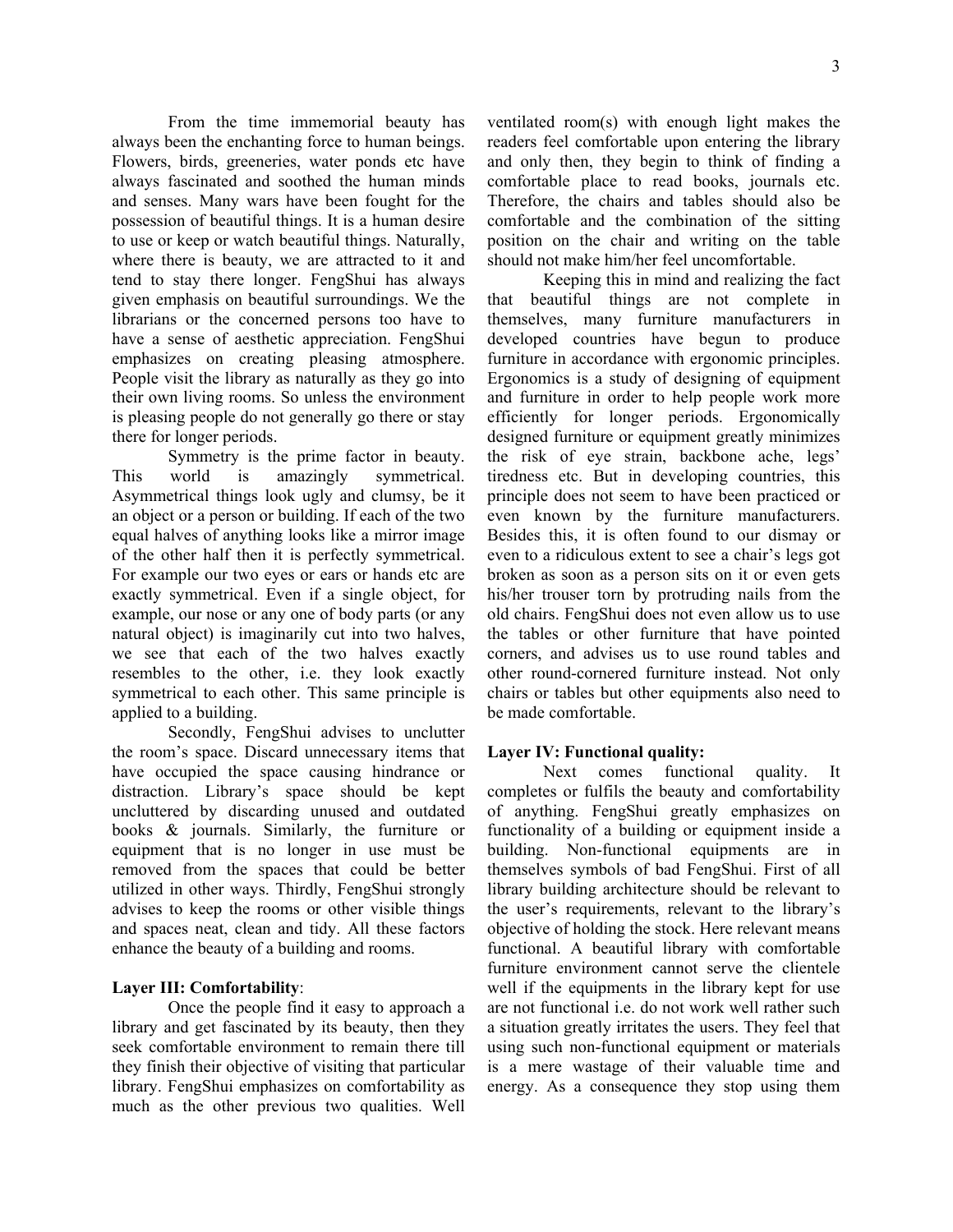From the time immemorial beauty has always been the enchanting force to human beings. Flowers, birds, greeneries, water ponds etc have always fascinated and soothed the human minds and senses. Many wars have been fought for the possession of beautiful things. It is a human desire to use or keep or watch beautiful things. Naturally, where there is beauty, we are attracted to it and tend to stay there longer. FengShui has always given emphasis on beautiful surroundings. We the librarians or the concerned persons too have to have a sense of aesthetic appreciation. FengShui emphasizes on creating pleasing atmosphere. People visit the library as naturally as they go into their own living rooms. So unless the environment is pleasing people do not generally go there or stay there for longer periods.

Symmetry is the prime factor in beauty. This world is amazingly symmetrical. Asymmetrical things look ugly and clumsy, be it an object or a person or building. If each of the two equal halves of anything looks like a mirror image of the other half then it is perfectly symmetrical. For example our two eyes or ears or hands etc are exactly symmetrical. Even if a single object, for example, our nose or any one of body parts (or any natural object) is imaginarily cut into two halves, we see that each of the two halves exactly resembles to the other, i.e. they look exactly symmetrical to each other. This same principle is applied to a building.

Secondly, FengShui advises to unclutter the room's space. Discard unnecessary items that have occupied the space causing hindrance or distraction. Library's space should be kept uncluttered by discarding unused and outdated books & journals. Similarly, the furniture or equipment that is no longer in use must be removed from the spaces that could be better utilized in other ways. Thirdly, FengShui strongly advises to keep the rooms or other visible things and spaces neat, clean and tidy. All these factors enhance the beauty of a building and rooms.

**Layer III: Comfortability**:

Once the people find it easy to approach a library and get fascinated by its beauty, then they seek comfortable environment to remain there till they finish their objective of visiting that particular library. FengShui emphasizes on comfortability as much as the other previous two qualities. Well ventilated room(s) with enough light makes the readers feel comfortable upon entering the library and only then, they begin to think of finding a comfortable place to read books, journals etc. Therefore, the chairs and tables should also be comfortable and the combination of the sitting position on the chair and writing on the table should not make him/her feel uncomfortable.

Keeping this in mind and realizing the fact that beautiful things are not complete in themselves, many furniture manufacturers in developed countries have begun to produce furniture in accordance with ergonomic principles. Ergonomics is a study of designing of equipment and furniture in order to help people work more efficiently for longer periods. Ergonomically designed furniture or equipment greatly minimizes the risk of eye strain, backbone ache, legs' tiredness etc. But in developing countries, this principle does not seem to have been practiced or even known by the furniture manufacturers. Besides this, it is often found to our dismay or even to a ridiculous extent to see a chair's legs got broken as soon as a person sits on it or even gets his/her trouser torn by protruding nails from the old chairs. FengShui does not even allow us to use the tables or other furniture that have pointed corners, and advises us to use round tables and other round-cornered furniture instead. Not only chairs or tables but other equipments also need to be made comfortable.

**Layer IV: Functional quality:**

Next comes functional quality. It completes or fulfils the beauty and comfortability of anything. FengShui greatly emphasizes on functionality of a building or equipment inside a building. Non-functional equipments are in themselves symbols of bad FengShui. First of all library building architecture should be relevant to the user's requirements, relevant to the library's objective of holding the stock. Here relevant means functional. A beautiful library with comfortable furniture environment cannot serve the clientele well if the equipments in the library kept for use are not functional i.e. do not work well rather such a situation greatly irritates the users. They feel that using such non-functional equipment or materials is a mere wastage of their valuable time and energy. As a consequence they stop using them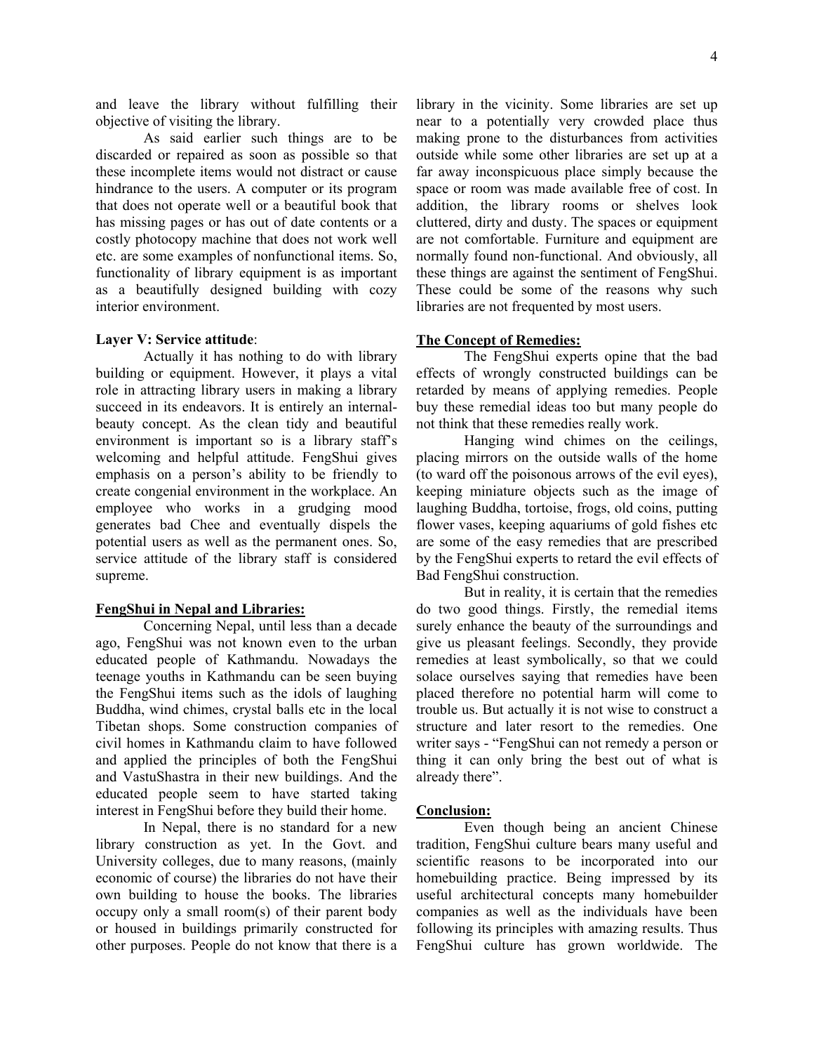and leave the library without fulfilling their objective of visiting the library.

As said earlier such things are to be discarded or repaired as soon as possible so that these incomplete items would not distract or cause hindrance to the users. A computer or its program that does not operate well or a beautiful book that has missing pages or has out of date contents or a costly photocopy machine that does not work well etc. are some examples of nonfunctional items. So, functionality of library equipment is as important as a beautifully designed building with cozy interior environment.

**Layer V: Service attitude**:

Actually it has nothing to do with library building or equipment. However, it plays a vital role in attracting library users in making a library succeed in its endeavors. It is entirely an internal-beauty concept. As the clean tidy and beautiful environment is important so is a library staff's welcoming and helpful attitude. FengShui gives emphasis on a person's ability to be friendly to create congenial environment in the workplace. An employee who works in a grudging mood generates bad Chee and eventually dispels the potential users as well as the permanent ones. So, service attitude of the library staff is considered supreme.

**FengShui in Nepal and Libraries:**

Concerning Nepal, until less than a decade ago, FengShui was not known even to the urban educated people of Kathmandu. Nowadays the teenage youths in Kathmandu can be seen buying the FengShui items such as the idols of laughing Buddha, wind chimes, crystal balls etc in the local Tibetan shops. Some construction companies of civil homes in Kathmandu claim to have followed and applied the principles of both the FengShui and VastuShastra in their new buildings. And the educated people seem to have started taking interest in FengShui before they build their home.

In Nepal, there is no standard for a new library construction as yet. In the Govt. and University colleges, due to many reasons, (mainly economic of course) the libraries do not have their own building to house the books. The libraries occupy only a small room(s) of their parent body or housed in buildings primarily constructed for other purposes. People do not know that there is a library in the vicinity. Some libraries are set up near to a potentially very crowded place thus making prone to the disturbances from activities outside while some other libraries are set up at a far away inconspicuous place simply because the space or room was made available free of cost. In addition, the library rooms or shelves look cluttered, dirty and dusty. The spaces or equipment are not comfortable. Furniture and equipment are normally found non-functional. And obviously, all these things are against the sentiment of FengShui. These could be some of the reasons why such libraries are not frequented by most users.

**The Concept of Remedies:**

The FengShui experts opine that the bad effects of wrongly constructed buildings can be retarded by means of applying remedies. People buy these remedial ideas too but many people do not think that these remedies really work.

Hanging wind chimes on the ceilings, placing mirrors on the outside walls of the home (to ward off the poisonous arrows of the evil eyes), keeping miniature objects such as the image of laughing Buddha, tortoise, frogs, old coins, putting flower vases, keeping aquariums of gold fishes etc are some of the easy remedies that are prescribed by the FengShui experts to retard the evil effects of Bad FengShui construction.

But in reality, it is certain that the remedies do two good things. Firstly, the remedial items surely enhance the beauty of the surroundings and give us pleasant feelings. Secondly, they provide remedies at least symbolically, so that we could solace ourselves saying that remedies have been placed therefore no potential harm will come to trouble us. But actually it is not wise to construct a structure and later resort to the remedies. One writer says - "FengShui can not remedy a person or thing it can only bring the best out of what is already there".

**Conclusion:**

Even though being an ancient Chinese tradition, FengShui culture bears many useful and scientific reasons to be incorporated into our homebuilding practice. Being impressed by its useful architectural concepts many homebuilder companies as well as the individuals have been following its principles with amazing results. Thus FengShui culture has grown worldwide. The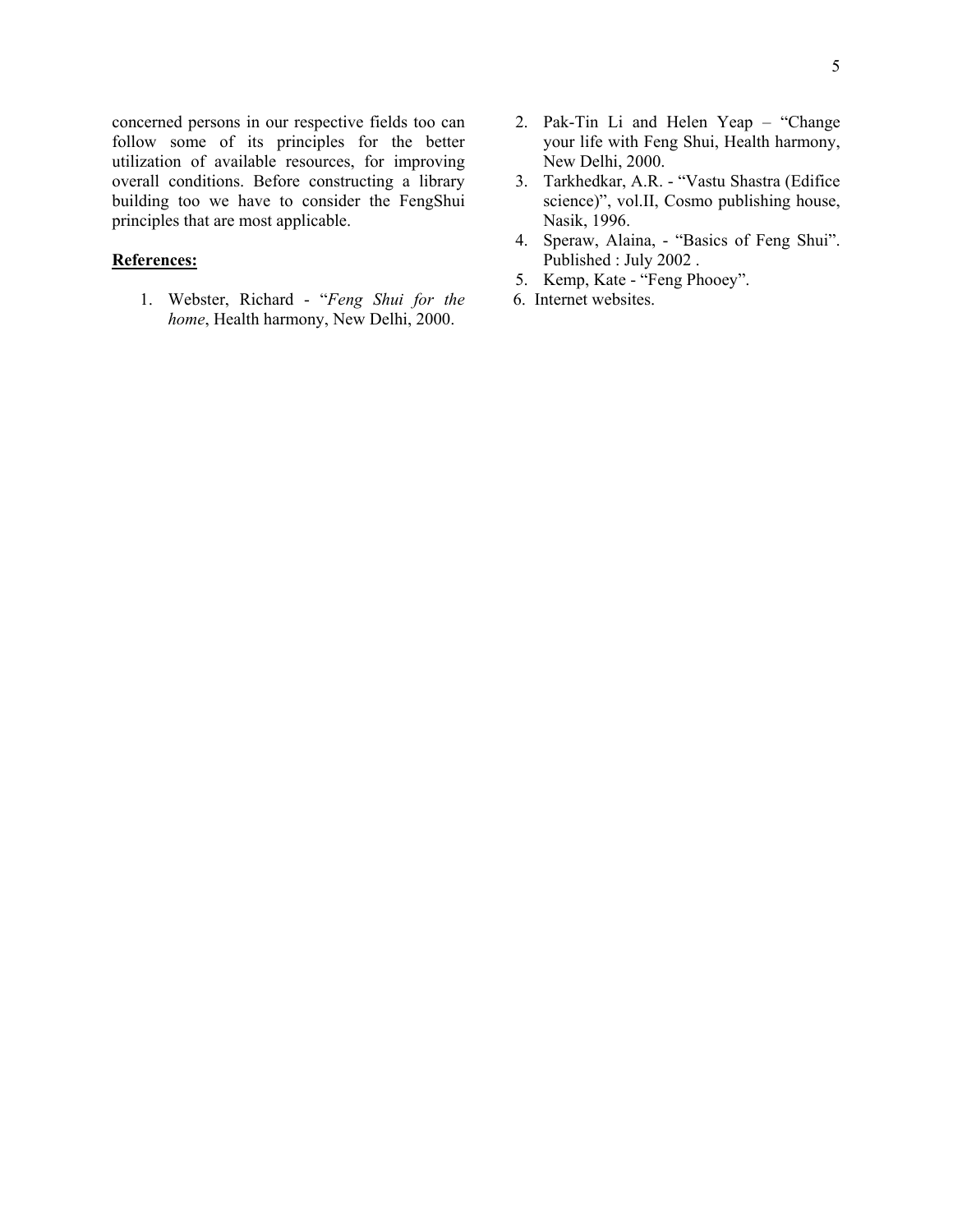concerned persons in our respective fields too can follow some of its principles for the better utilization of available resources, for improving overall conditions. Before constructing a library building too we have to consider the FengShui principles that are most applicable.

**References:**

1. Webster, Richard - "*Feng Shui for the home*, Health harmony, New Delhi, 2000.
2. Pak-Tin Li and Helen Yeap – "Change your life with Feng Shui, Health harmony, New Delhi, 2000.
3. Tarkhedkar, A.R. - "Vastu Shastra (Edifice science)", vol.II, Cosmo publishing house, Nasik, 1996.
4. Speraw, Alaina, - "Basics of Feng Shui". Published : July 2002 .
5. Kemp, Kate - "Feng Phooey".
6. Internet websites.